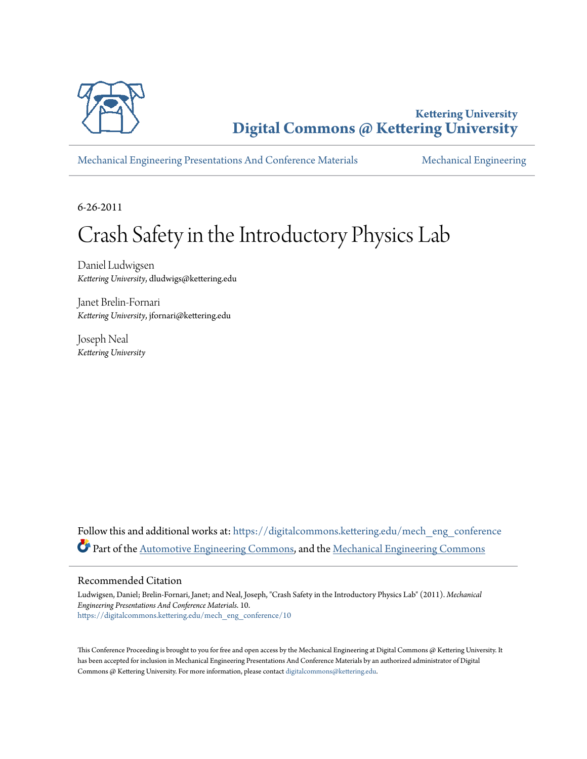Kettering University

**Digital Commons @ Kettering University**

Mechanical Engineering Presentations And Conference Materials | Mechanical Engineering

6-26-2011

# Crash Safety in the Introductory Physics Lab

Daniel Ludwigsen
*Kettering University*, dludwigs@kettering.edu

Janet Brelin-Fornari
*Kettering University*, jfornari@kettering.edu

Joseph Neal
*Kettering University*

Follow this and additional works at: https://digitalcommons.kettering.edu/mech_eng_conference

Part of the Automotive Engineering Commons, and the Mechanical Engineering Commons

## Recommended Citation

Ludwigsen, Daniel; Brelin-Fornari, Janet; and Neal, Joseph, "Crash Safety in the Introductory Physics Lab" (2011). *Mechanical Engineering Presentations And Conference Materials*. 10.
https://digitalcommons.kettering.edu/mech_eng_conference/10

This Conference Proceeding is brought to you for free and open access by the Mechanical Engineering at Digital Commons @ Kettering University. It has been accepted for inclusion in Mechanical Engineering Presentations And Conference Materials by an authorized administrator of Digital Commons @ Kettering University. For more information, please contact digitalcommons@kettering.edu.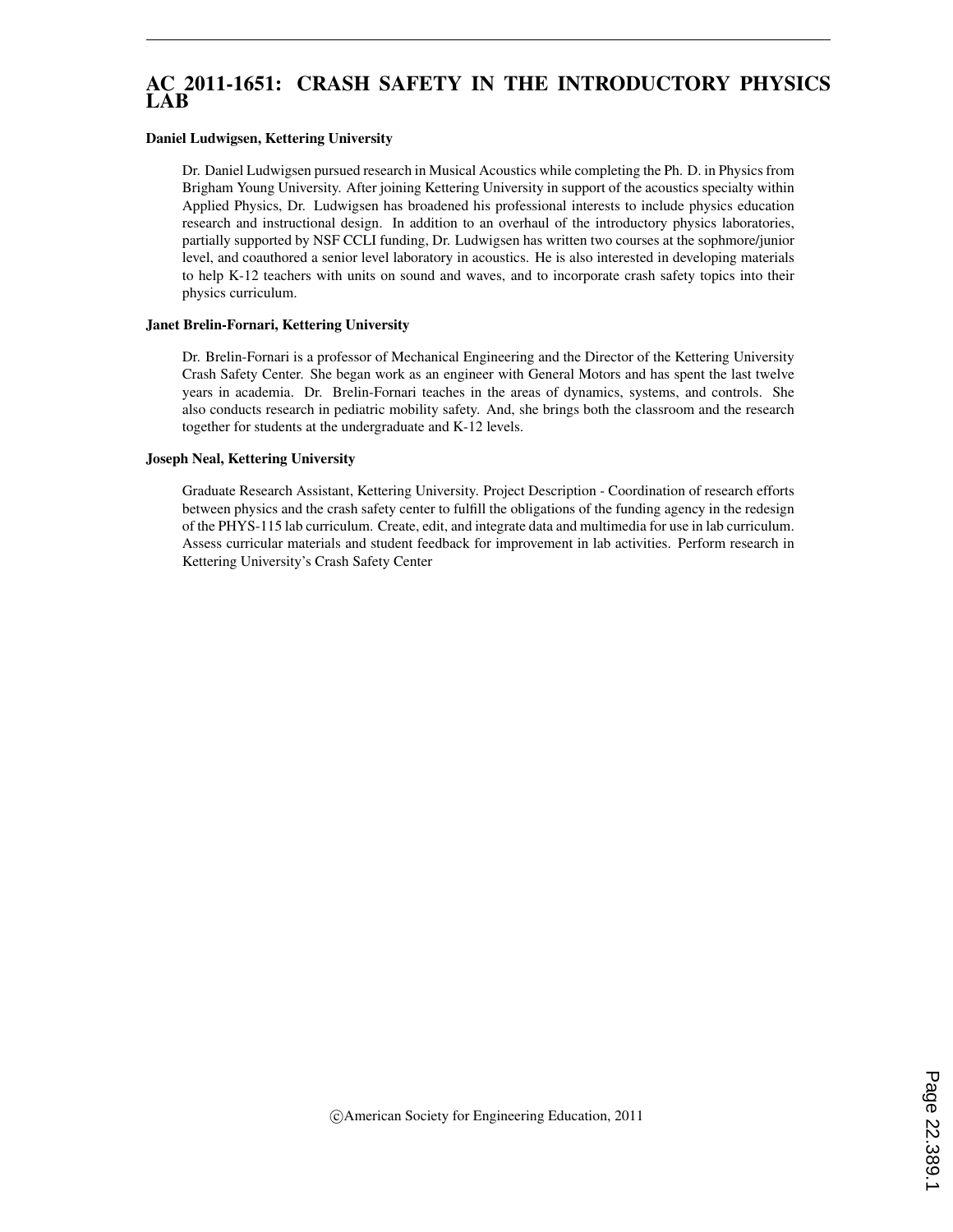# AC 2011-1651: CRASH SAFETY IN THE INTRODUCTORY PHYSICS LAB

### Daniel Ludwigsen, Kettering University

Dr. Daniel Ludwigsen pursued research in Musical Acoustics while completing the Ph. D. in Physics from Brigham Young University. After joining Kettering University in support of the acoustics specialty within Applied Physics, Dr. Ludwigsen has broadened his professional interests to include physics education research and instructional design. In addition to an overhaul of the introductory physics laboratories, partially supported by NSF CCLI funding, Dr. Ludwigsen has written two courses at the sophmore/junior level, and coauthored a senior level laboratory in acoustics. He is also interested in developing materials to help K-12 teachers with units on sound and waves, and to incorporate crash safety topics into their physics curriculum.

### Janet Brelin-Fornari, Kettering University

Dr. Brelin-Fornari is a professor of Mechanical Engineering and the Director of the Kettering University Crash Safety Center. She began work as an engineer with General Motors and has spent the last twelve years in academia. Dr. Brelin-Fornari teaches in the areas of dynamics, systems, and controls. She also conducts research in pediatric mobility safety. And, she brings both the classroom and the research together for students at the undergraduate and K-12 levels.

### Joseph Neal, Kettering University

Graduate Research Assistant, Kettering University. Project Description - Coordination of research efforts between physics and the crash safety center to fulfill the obligations of the funding agency in the redesign of the PHYS-115 lab curriculum. Create, edit, and integrate data and multimedia for use in lab curriculum. Assess curricular materials and student feedback for improvement in lab activities. Perform research in Kettering University's Crash Safety Center

©American Society for Engineering Education, 2011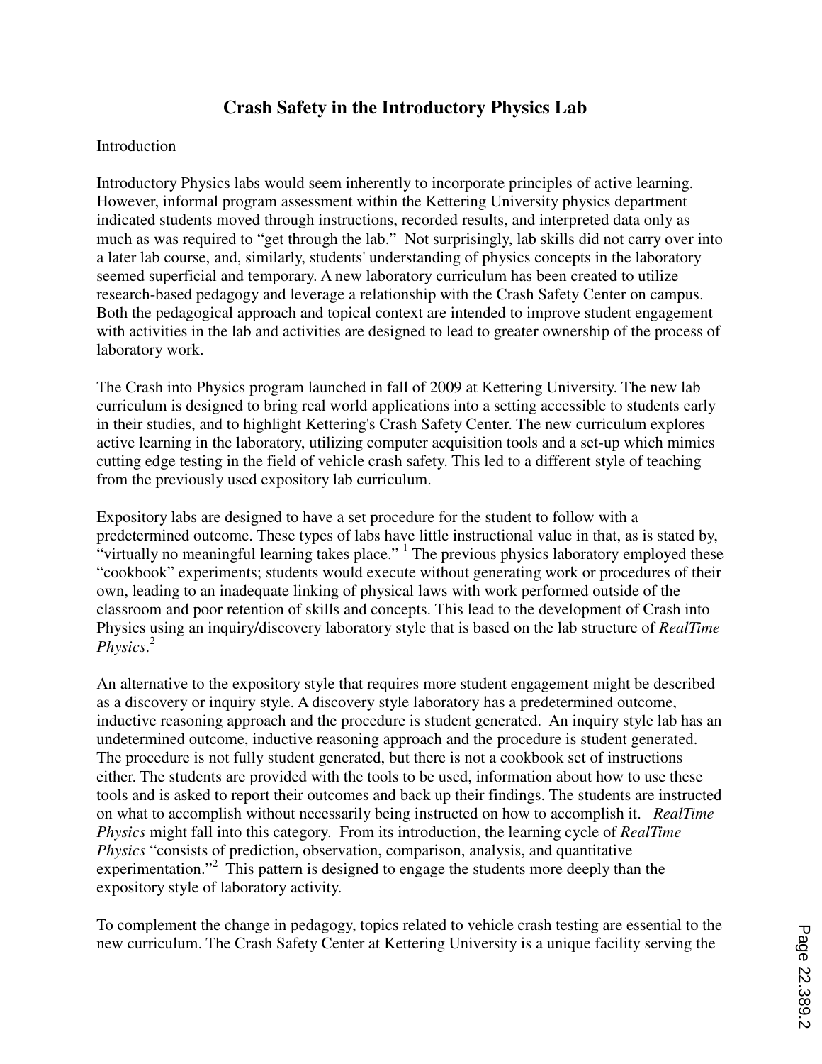# Crash Safety in the Introductory Physics Lab

## Introduction

Introductory Physics labs would seem inherently to incorporate principles of active learning. However, informal program assessment within the Kettering University physics department indicated students moved through instructions, recorded results, and interpreted data only as much as was required to "get through the lab." Not surprisingly, lab skills did not carry over into a later lab course, and, similarly, students' understanding of physics concepts in the laboratory seemed superficial and temporary. A new laboratory curriculum has been created to utilize research-based pedagogy and leverage a relationship with the Crash Safety Center on campus. Both the pedagogical approach and topical context are intended to improve student engagement with activities in the lab and activities are designed to lead to greater ownership of the process of laboratory work.

The Crash into Physics program launched in fall of 2009 at Kettering University. The new lab curriculum is designed to bring real world applications into a setting accessible to students early in their studies, and to highlight Kettering's Crash Safety Center. The new curriculum explores active learning in the laboratory, utilizing computer acquisition tools and a set-up which mimics cutting edge testing in the field of vehicle crash safety. This led to a different style of teaching from the previously used expository lab curriculum.

Expository labs are designed to have a set procedure for the student to follow with a predetermined outcome. These types of labs have little instructional value in that, as is stated by, "virtually no meaningful learning takes place." [1] The previous physics laboratory employed these "cookbook" experiments; students would execute without generating work or procedures of their own, leading to an inadequate linking of physical laws with work performed outside of the classroom and poor retention of skills and concepts. This lead to the development of Crash into Physics using an inquiry/discovery laboratory style that is based on the lab structure of *RealTime Physics*.[2]

An alternative to the expository style that requires more student engagement might be described as a discovery or inquiry style. A discovery style laboratory has a predetermined outcome, inductive reasoning approach and the procedure is student generated. An inquiry style lab has an undetermined outcome, inductive reasoning approach and the procedure is student generated. The procedure is not fully student generated, but there is not a cookbook set of instructions either. The students are provided with the tools to be used, information about how to use these tools and is asked to report their outcomes and back up their findings. The students are instructed on what to accomplish without necessarily being instructed on how to accomplish it. *RealTime Physics* might fall into this category. From its introduction, the learning cycle of *RealTime Physics* "consists of prediction, observation, comparison, analysis, and quantitative experimentation."[2] This pattern is designed to engage the students more deeply than the expository style of laboratory activity.

To complement the change in pedagogy, topics related to vehicle crash testing are essential to the new curriculum. The Crash Safety Center at Kettering University is a unique facility serving the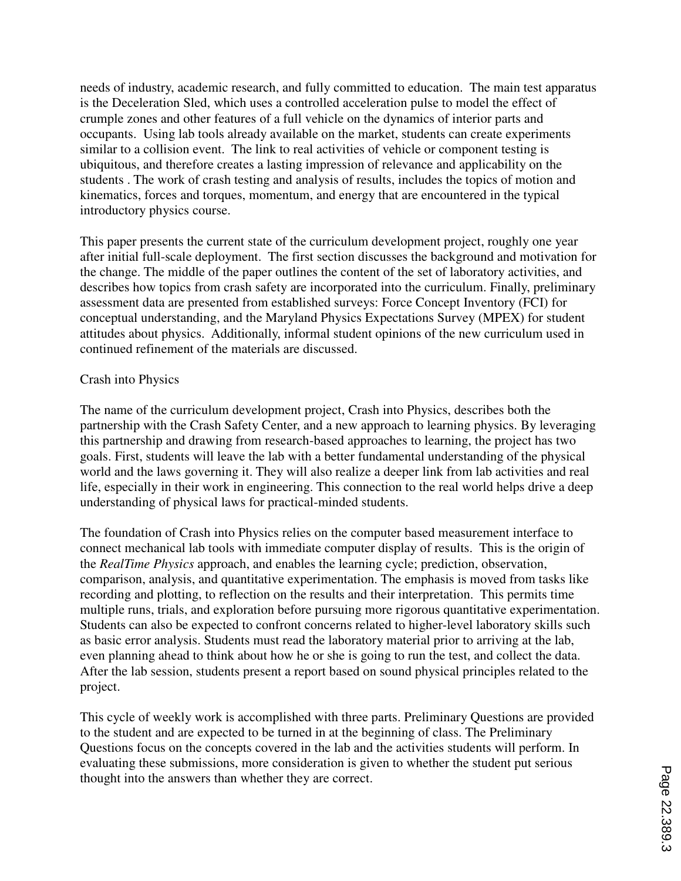needs of industry, academic research, and fully committed to education. The main test apparatus is the Deceleration Sled, which uses a controlled acceleration pulse to model the effect of crumple zones and other features of a full vehicle on the dynamics of interior parts and occupants. Using lab tools already available on the market, students can create experiments similar to a collision event. The link to real activities of vehicle or component testing is ubiquitous, and therefore creates a lasting impression of relevance and applicability on the students . The work of crash testing and analysis of results, includes the topics of motion and kinematics, forces and torques, momentum, and energy that are encountered in the typical introductory physics course.

This paper presents the current state of the curriculum development project, roughly one year after initial full-scale deployment. The first section discusses the background and motivation for the change. The middle of the paper outlines the content of the set of laboratory activities, and describes how topics from crash safety are incorporated into the curriculum. Finally, preliminary assessment data are presented from established surveys: Force Concept Inventory (FCI) for conceptual understanding, and the Maryland Physics Expectations Survey (MPEX) for student attitudes about physics. Additionally, informal student opinions of the new curriculum used in continued refinement of the materials are discussed.

## Crash into Physics

The name of the curriculum development project, Crash into Physics, describes both the partnership with the Crash Safety Center, and a new approach to learning physics. By leveraging this partnership and drawing from research-based approaches to learning, the project has two goals. First, students will leave the lab with a better fundamental understanding of the physical world and the laws governing it. They will also realize a deeper link from lab activities and real life, especially in their work in engineering. This connection to the real world helps drive a deep understanding of physical laws for practical-minded students.

The foundation of Crash into Physics relies on the computer based measurement interface to connect mechanical lab tools with immediate computer display of results. This is the origin of the *RealTime Physics* approach, and enables the learning cycle; prediction, observation, comparison, analysis, and quantitative experimentation. The emphasis is moved from tasks like recording and plotting, to reflection on the results and their interpretation. This permits time multiple runs, trials, and exploration before pursuing more rigorous quantitative experimentation. Students can also be expected to confront concerns related to higher-level laboratory skills such as basic error analysis. Students must read the laboratory material prior to arriving at the lab, even planning ahead to think about how he or she is going to run the test, and collect the data. After the lab session, students present a report based on sound physical principles related to the project.

This cycle of weekly work is accomplished with three parts. Preliminary Questions are provided to the student and are expected to be turned in at the beginning of class. The Preliminary Questions focus on the concepts covered in the lab and the activities students will perform. In evaluating these submissions, more consideration is given to whether the student put serious thought into the answers than whether they are correct.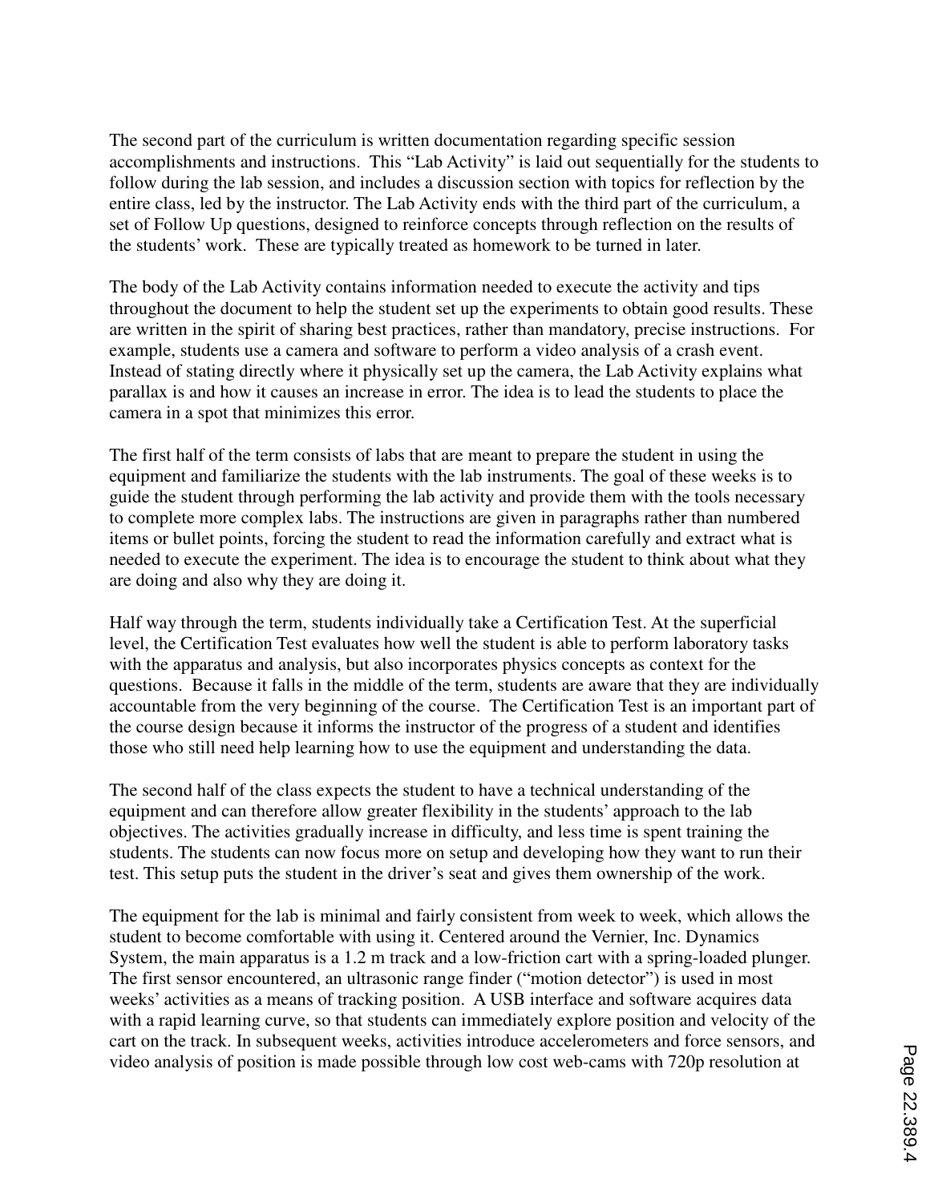The second part of the curriculum is written documentation regarding specific session accomplishments and instructions. This "Lab Activity" is laid out sequentially for the students to follow during the lab session, and includes a discussion section with topics for reflection by the entire class, led by the instructor. The Lab Activity ends with the third part of the curriculum, a set of Follow Up questions, designed to reinforce concepts through reflection on the results of the students' work. These are typically treated as homework to be turned in later.

The body of the Lab Activity contains information needed to execute the activity and tips throughout the document to help the student set up the experiments to obtain good results. These are written in the spirit of sharing best practices, rather than mandatory, precise instructions. For example, students use a camera and software to perform a video analysis of a crash event. Instead of stating directly where it physically set up the camera, the Lab Activity explains what parallax is and how it causes an increase in error. The idea is to lead the students to place the camera in a spot that minimizes this error.

The first half of the term consists of labs that are meant to prepare the student in using the equipment and familiarize the students with the lab instruments. The goal of these weeks is to guide the student through performing the lab activity and provide them with the tools necessary to complete more complex labs. The instructions are given in paragraphs rather than numbered items or bullet points, forcing the student to read the information carefully and extract what is needed to execute the experiment. The idea is to encourage the student to think about what they are doing and also why they are doing it.

Half way through the term, students individually take a Certification Test. At the superficial level, the Certification Test evaluates how well the student is able to perform laboratory tasks with the apparatus and analysis, but also incorporates physics concepts as context for the questions. Because it falls in the middle of the term, students are aware that they are individually accountable from the very beginning of the course. The Certification Test is an important part of the course design because it informs the instructor of the progress of a student and identifies those who still need help learning how to use the equipment and understanding the data.

The second half of the class expects the student to have a technical understanding of the equipment and can therefore allow greater flexibility in the students' approach to the lab objectives. The activities gradually increase in difficulty, and less time is spent training the students. The students can now focus more on setup and developing how they want to run their test. This setup puts the student in the driver's seat and gives them ownership of the work.

The equipment for the lab is minimal and fairly consistent from week to week, which allows the student to become comfortable with using it. Centered around the Vernier, Inc. Dynamics System, the main apparatus is a 1.2 m track and a low-friction cart with a spring-loaded plunger. The first sensor encountered, an ultrasonic range finder ("motion detector") is used in most weeks' activities as a means of tracking position. A USB interface and software acquires data with a rapid learning curve, so that students can immediately explore position and velocity of the cart on the track. In subsequent weeks, activities introduce accelerometers and force sensors, and video analysis of position is made possible through low cost web-cams with 720p resolution at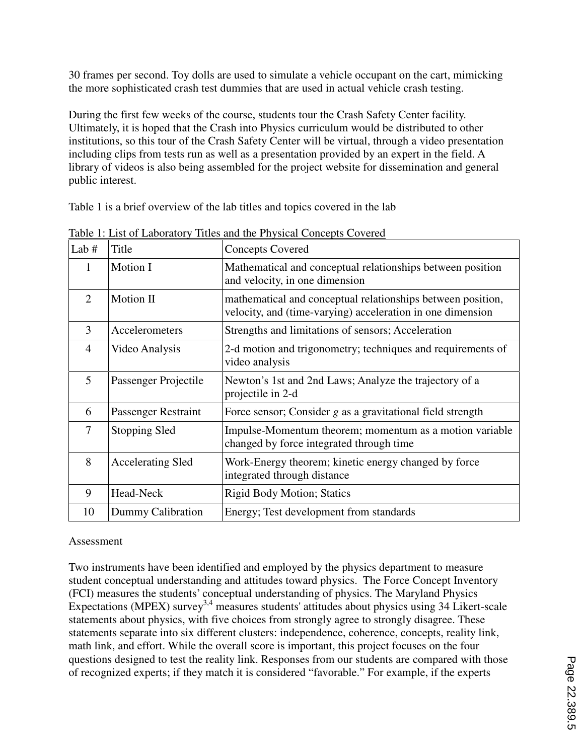30 frames per second. Toy dolls are used to simulate a vehicle occupant on the cart, mimicking the more sophisticated crash test dummies that are used in actual vehicle crash testing.

During the first few weeks of the course, students tour the Crash Safety Center facility. Ultimately, it is hoped that the Crash into Physics curriculum would be distributed to other institutions, so this tour of the Crash Safety Center will be virtual, through a video presentation including clips from tests run as well as a presentation provided by an expert in the field. A library of videos is also being assembled for the project website for dissemination and general public interest.

Table 1 is a brief overview of the lab titles and topics covered in the lab

Table 1: List of Laboratory Titles and the Physical Concepts Covered

| Lab # | Title | Concepts Covered |
|---|---|---|
| 1 | Motion I | Mathematical and conceptual relationships between position and velocity, in one dimension |
| 2 | Motion II | mathematical and conceptual relationships between position, velocity, and (time-varying) acceleration in one dimension |
| 3 | Accelerometers | Strengths and limitations of sensors; Acceleration |
| 4 | Video Analysis | 2-d motion and trigonometry; techniques and requirements of video analysis |
| 5 | Passenger Projectile | Newton's 1st and 2nd Laws; Analyze the trajectory of a projectile in 2-d |
| 6 | Passenger Restraint | Force sensor; Consider *g* as a gravitational field strength |
| 7 | Stopping Sled | Impulse-Momentum theorem; momentum as a motion variable changed by force integrated through time |
| 8 | Accelerating Sled | Work-Energy theorem; kinetic energy changed by force integrated through distance |
| 9 | Head-Neck | Rigid Body Motion; Statics |
| 10 | Dummy Calibration | Energy; Test development from standards |

Assessment

Two instruments have been identified and employed by the physics department to measure student conceptual understanding and attitudes toward physics. The Force Concept Inventory (FCI) measures the students' conceptual understanding of physics. The Maryland Physics Expectations (MPEX) survey[3,4] measures students' attitudes about physics using 34 Likert-scale statements about physics, with five choices from strongly agree to strongly disagree. These statements separate into six different clusters: independence, coherence, concepts, reality link, math link, and effort. While the overall score is important, this project focuses on the four questions designed to test the reality link. Responses from our students are compared with those of recognized experts; if they match it is considered "favorable." For example, if the experts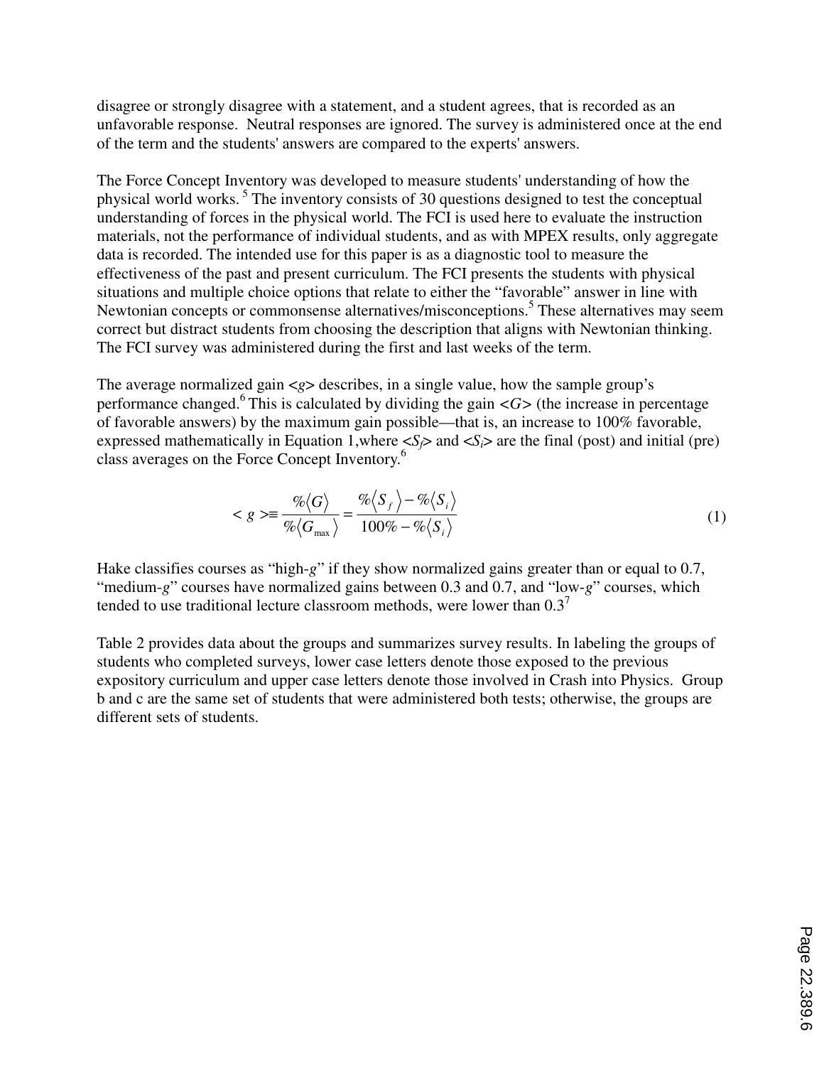disagree or strongly disagree with a statement, and a student agrees, that is recorded as an unfavorable response. Neutral responses are ignored. The survey is administered once at the end of the term and the students' answers are compared to the experts' answers.

The Force Concept Inventory was developed to measure students' understanding of how the physical world works.[5] The inventory consists of 30 questions designed to test the conceptual understanding of forces in the physical world. The FCI is used here to evaluate the instruction materials, not the performance of individual students, and as with MPEX results, only aggregate data is recorded. The intended use for this paper is as a diagnostic tool to measure the effectiveness of the past and present curriculum. The FCI presents the students with physical situations and multiple choice options that relate to either the "favorable" answer in line with Newtonian concepts or commonsense alternatives/misconceptions.[5] These alternatives may seem correct but distract students from choosing the description that aligns with Newtonian thinking. The FCI survey was administered during the first and last weeks of the term.

The average normalized gain $<g>$ describes, in a single value, how the sample group's performance changed.[6] This is calculated by dividing the gain $<G>$ (the increase in percentage of favorable answers) by the maximum gain possible—that is, an increase to 100% favorable, expressed mathematically in Equation 1,where $<S_f>$ and $<S_i>$ are the final (post) and initial (pre) class averages on the Force Concept Inventory.[6]

$$< g > \equiv \frac{\%\langle G \rangle}{\%\langle G_{\max} \rangle} = \frac{\%\langle S_f \rangle - \%\langle S_i \rangle}{100\% - \%\langle S_i \rangle} \tag{1}$$

Hake classifies courses as "high-*g*" if they show normalized gains greater than or equal to 0.7, "medium-*g*" courses have normalized gains between 0.3 and 0.7, and "low-*g*" courses, which tended to use traditional lecture classroom methods, were lower than 0.3[7]

Table 2 provides data about the groups and summarizes survey results. In labeling the groups of students who completed surveys, lower case letters denote those exposed to the previous expository curriculum and upper case letters denote those involved in Crash into Physics. Group b and c are the same set of students that were administered both tests; otherwise, the groups are different sets of students.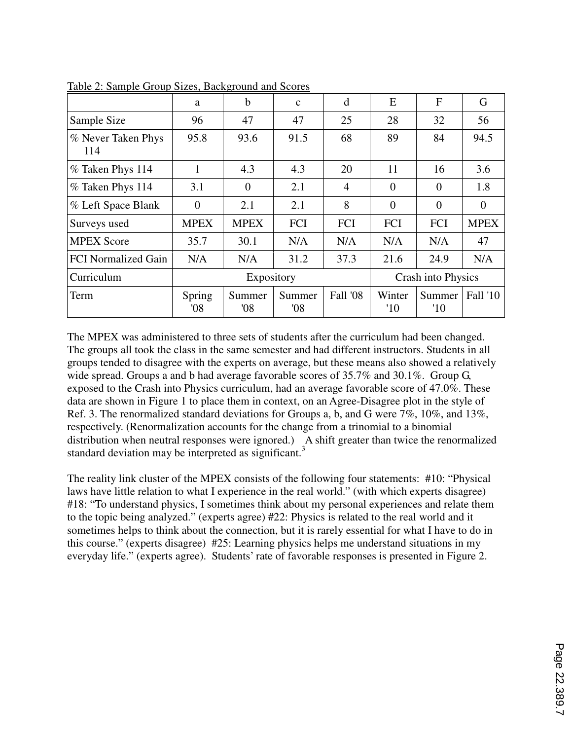Table 2: Sample Group Sizes, Background and Scores

| | a | b | c | d | E | F | G |
|---|---|---|---|---|---|---|---|
| Sample Size | 96 | 47 | 47 | 25 | 28 | 32 | 56 |
| % Never Taken Phys 114 | 95.8 | 93.6 | 91.5 | 68 | 89 | 84 | 94.5 |
| % Taken Phys 114 | 1 | 4.3 | 4.3 | 20 | 11 | 16 | 3.6 |
| % Taken Phys 114 | 3.1 | 0 | 2.1 | 4 | 0 | 0 | 1.8 |
| % Left Space Blank | 0 | 2.1 | 2.1 | 8 | 0 | 0 | 0 |
| Surveys used | MPEX | MPEX | FCI | FCI | FCI | FCI | MPEX |
| MPEX Score | 35.7 | 30.1 | N/A | N/A | N/A | N/A | 47 |
| FCI Normalized Gain | N/A | N/A | 31.2 | 37.3 | 21.6 | 24.9 | N/A |
| Curriculum | Expository | | | | Crash into Physics | | |
| Term | Spring '08 | Summer '08 | Summer '08 | Fall '08 | Winter '10 | Summer '10 | Fall '10 |

The MPEX was administered to three sets of students after the curriculum had been changed. The groups all took the class in the same semester and had different instructors. Students in all groups tended to disagree with the experts on average, but these means also showed a relatively wide spread. Groups a and b had average favorable scores of 35.7% and 30.1%. Group G, exposed to the Crash into Physics curriculum, had an average favorable score of 47.0%. These data are shown in Figure 1 to place them in context, on an Agree-Disagree plot in the style of Ref. 3. The renormalized standard deviations for Groups a, b, and G were 7%, 10%, and 13%, respectively. (Renormalization accounts for the change from a trinomial to a binomial distribution when neutral responses were ignored.) A shift greater than twice the renormalized standard deviation may be interpreted as significant.[3]

The reality link cluster of the MPEX consists of the following four statements: #10: "Physical laws have little relation to what I experience in the real world." (with which experts disagree) #18: "To understand physics, I sometimes think about my personal experiences and relate them to the topic being analyzed." (experts agree) #22: Physics is related to the real world and it sometimes helps to think about the connection, but it is rarely essential for what I have to do in this course." (experts disagree) #25: Learning physics helps me understand situations in my everyday life." (experts agree). Students' rate of favorable responses is presented in Figure 2.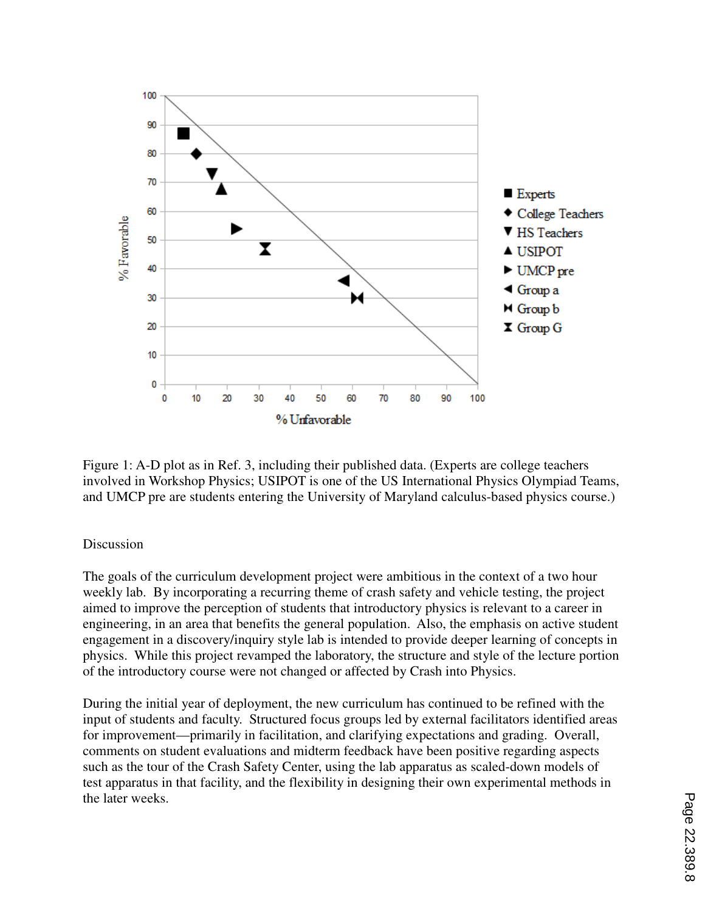Figure 1: A-D plot as in Ref. 3, including their published data. (Experts are college teachers involved in Workshop Physics; USIPOT is one of the US International Physics Olympiad Teams, and UMCP pre are students entering the University of Maryland calculus-based physics course.)

## Discussion

The goals of the curriculum development project were ambitious in the context of a two hour weekly lab. By incorporating a recurring theme of crash safety and vehicle testing, the project aimed to improve the perception of students that introductory physics is relevant to a career in engineering, in an area that benefits the general population. Also, the emphasis on active student engagement in a discovery/inquiry style lab is intended to provide deeper learning of concepts in physics. While this project revamped the laboratory, the structure and style of the lecture portion of the introductory course were not changed or affected by Crash into Physics.

During the initial year of deployment, the new curriculum has continued to be refined with the input of students and faculty. Structured focus groups led by external facilitators identified areas for improvement—primarily in facilitation, and clarifying expectations and grading. Overall, comments on student evaluations and midterm feedback have been positive regarding aspects such as the tour of the Crash Safety Center, using the lab apparatus as scaled-down models of test apparatus in that facility, and the flexibility in designing their own experimental methods in the later weeks.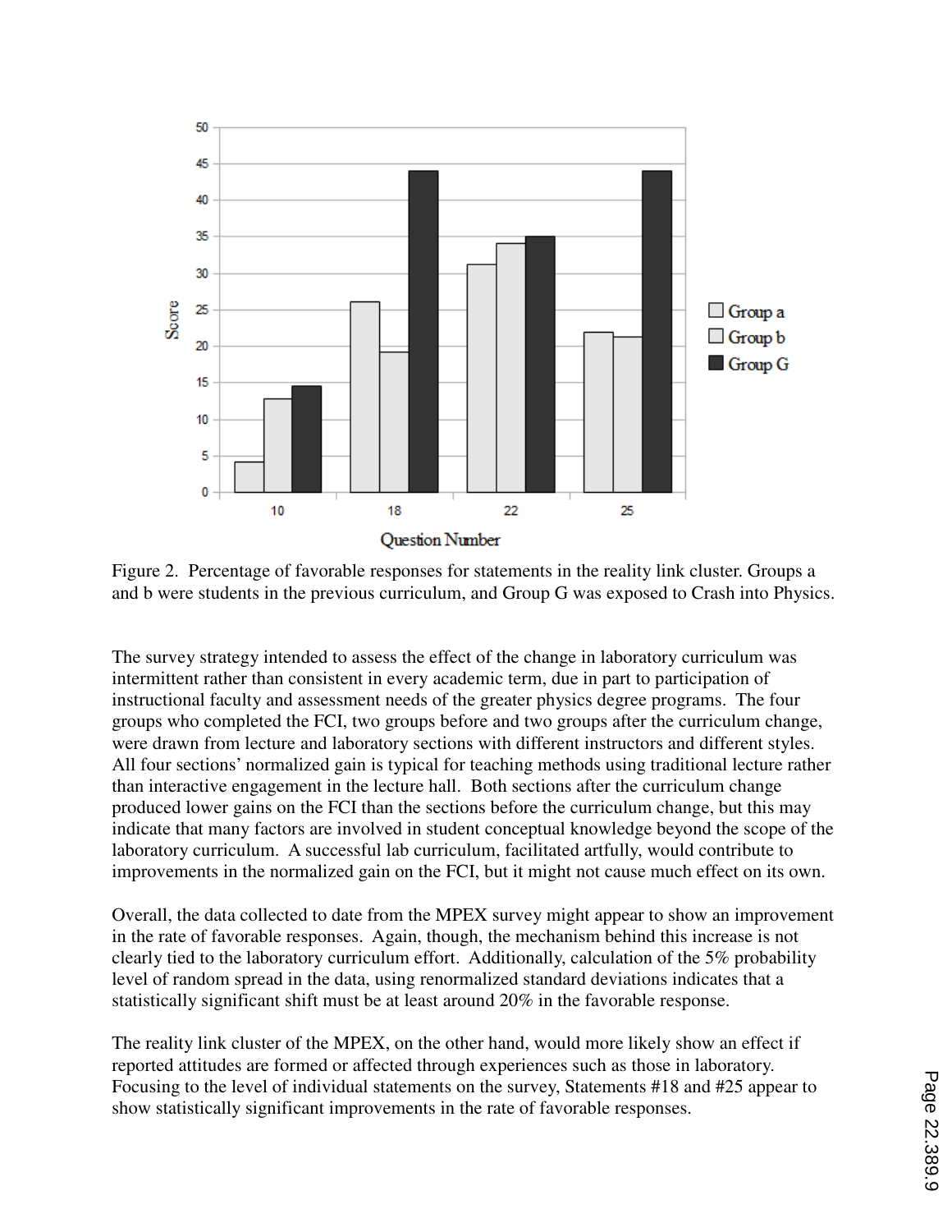Figure 2. Percentage of favorable responses for statements in the reality link cluster. Groups a and b were students in the previous curriculum, and Group G was exposed to Crash into Physics.

The survey strategy intended to assess the effect of the change in laboratory curriculum was intermittent rather than consistent in every academic term, due in part to participation of instructional faculty and assessment needs of the greater physics degree programs. The four groups who completed the FCI, two groups before and two groups after the curriculum change, were drawn from lecture and laboratory sections with different instructors and different styles. All four sections' normalized gain is typical for teaching methods using traditional lecture rather than interactive engagement in the lecture hall. Both sections after the curriculum change produced lower gains on the FCI than the sections before the curriculum change, but this may indicate that many factors are involved in student conceptual knowledge beyond the scope of the laboratory curriculum. A successful lab curriculum, facilitated artfully, would contribute to improvements in the normalized gain on the FCI, but it might not cause much effect on its own.

Overall, the data collected to date from the MPEX survey might appear to show an improvement in the rate of favorable responses. Again, though, the mechanism behind this increase is not clearly tied to the laboratory curriculum effort. Additionally, calculation of the 5% probability level of random spread in the data, using renormalized standard deviations indicates that a statistically significant shift must be at least around 20% in the favorable response.

The reality link cluster of the MPEX, on the other hand, would more likely show an effect if reported attitudes are formed or affected through experiences such as those in laboratory. Focusing to the level of individual statements on the survey, Statements #18 and #25 appear to show statistically significant improvements in the rate of favorable responses.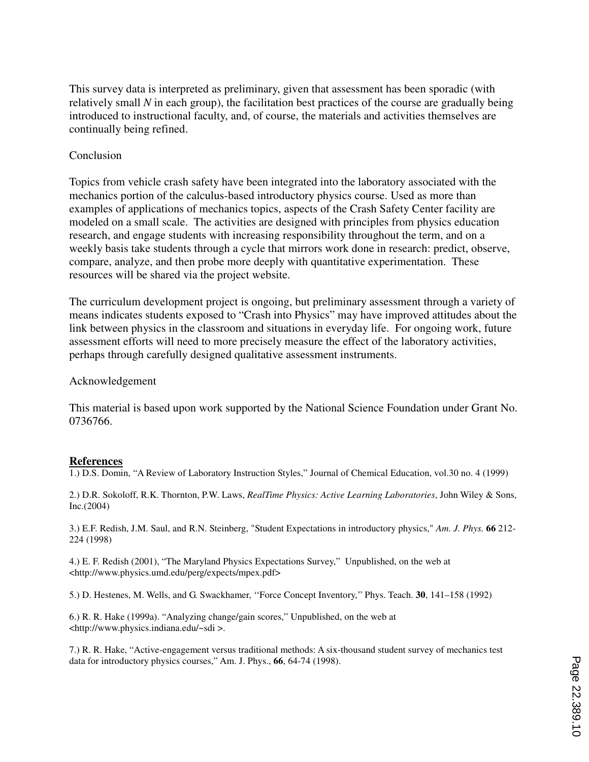This survey data is interpreted as preliminary, given that assessment has been sporadic (with relatively small *N* in each group), the facilitation best practices of the course are gradually being introduced to instructional faculty, and, of course, the materials and activities themselves are continually being refined.

## Conclusion

Topics from vehicle crash safety have been integrated into the laboratory associated with the mechanics portion of the calculus-based introductory physics course. Used as more than examples of applications of mechanics topics, aspects of the Crash Safety Center facility are modeled on a small scale. The activities are designed with principles from physics education research, and engage students with increasing responsibility throughout the term, and on a weekly basis take students through a cycle that mirrors work done in research: predict, observe, compare, analyze, and then probe more deeply with quantitative experimentation. These resources will be shared via the project website.

The curriculum development project is ongoing, but preliminary assessment through a variety of means indicates students exposed to "Crash into Physics" may have improved attitudes about the link between physics in the classroom and situations in everyday life. For ongoing work, future assessment efforts will need to more precisely measure the effect of the laboratory activities, perhaps through carefully designed qualitative assessment instruments.

## Acknowledgement

This material is based upon work supported by the National Science Foundation under Grant No. 0736766.

## References

1.) D.S. Domin, "A Review of Laboratory Instruction Styles," Journal of Chemical Education, vol.30 no. 4 (1999)

2.) D.R. Sokoloff, R.K. Thornton, P.W. Laws, *RealTime Physics: Active Learning Laboratories*, John Wiley & Sons, Inc.(2004)

3.) E.F. Redish, J.M. Saul, and R.N. Steinberg, "Student Expectations in introductory physics," *Am. J. Phys.* **66** 212-224 (1998)

4.) E. F. Redish (2001), "The Maryland Physics Expectations Survey," Unpublished, on the web at <http://www.physics.umd.edu/perg/expects/mpex.pdf>

5.) D. Hestenes, M. Wells, and G. Swackhamer, ''Force Concept Inventory,'' Phys. Teach. **30**, 141–158 (1992)

6.) R. R. Hake (1999a). "Analyzing change/gain scores," Unpublished, on the web at <http://www.physics.indiana.edu/~sdi >.

7.) R. R. Hake, "Active-engagement versus traditional methods: A six-thousand student survey of mechanics test data for introductory physics courses," Am. J. Phys., **66**, 64-74 (1998).